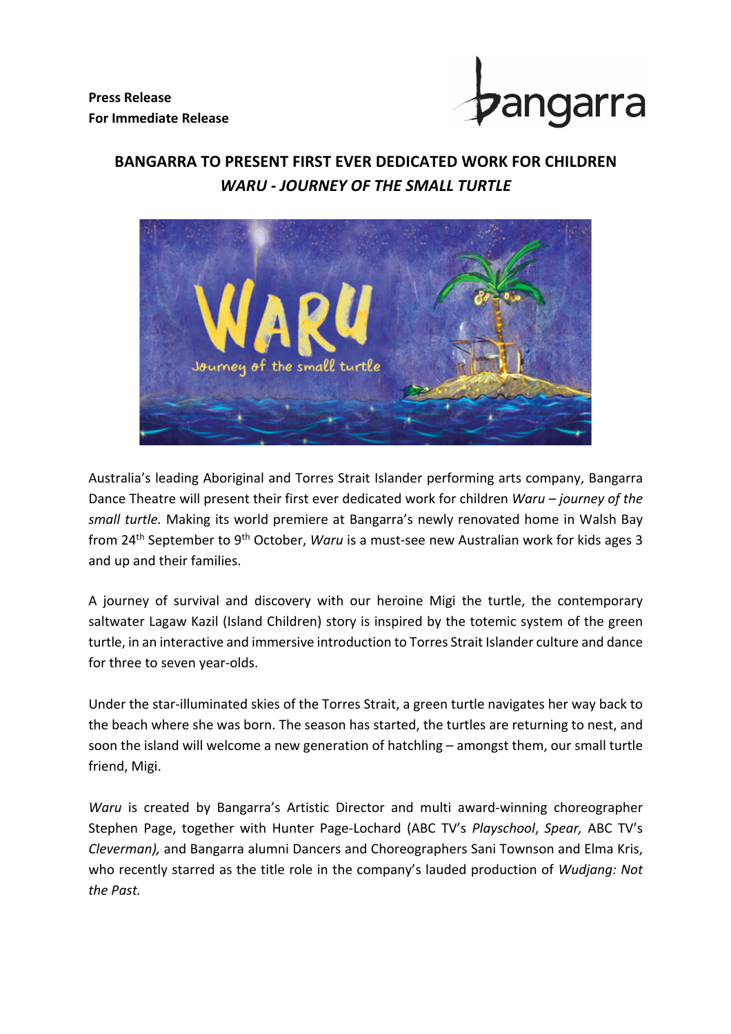**Press Release**
**For Immediate Release**

## BANGARRA TO PRESENT FIRST EVER DEDICATED WORK FOR CHILDREN
## *WARU - JOURNEY OF THE SMALL TURTLE*

Australia's leading Aboriginal and Torres Strait Islander performing arts company, Bangarra Dance Theatre will present their first ever dedicated work for children *Waru – journey of the small turtle.* Making its world premiere at Bangarra's newly renovated home in Walsh Bay from 24th September to 9th October, *Waru* is a must-see new Australian work for kids ages 3 and up and their families.

A journey of survival and discovery with our heroine Migi the turtle, the contemporary saltwater Lagaw Kazil (Island Children) story is inspired by the totemic system of the green turtle, in an interactive and immersive introduction to Torres Strait Islander culture and dance for three to seven year-olds.

Under the star-illuminated skies of the Torres Strait, a green turtle navigates her way back to the beach where she was born. The season has started, the turtles are returning to nest, and soon the island will welcome a new generation of hatchling – amongst them, our small turtle friend, Migi.

*Waru* is created by Bangarra's Artistic Director and multi award-winning choreographer Stephen Page, together with Hunter Page-Lochard (ABC TV's *Playschool*, *Spear,* ABC TV's *Cleverman),* and Bangarra alumni Dancers and Choreographers Sani Townson and Elma Kris, who recently starred as the title role in the company's lauded production of *Wudjang: Not the Past.*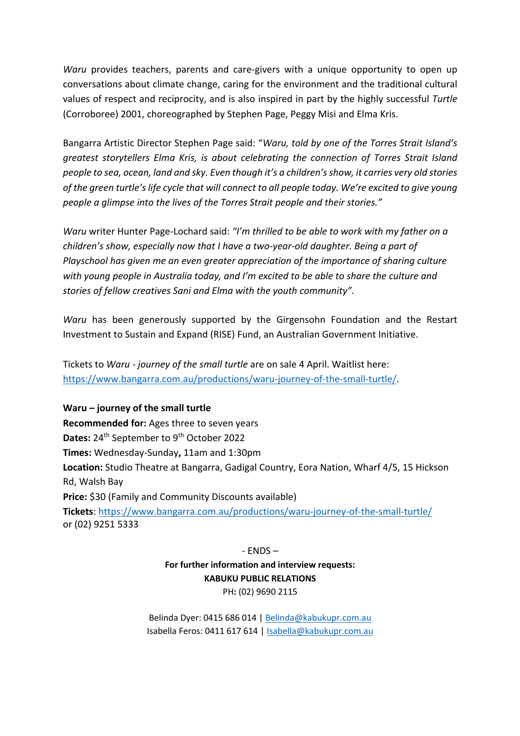*Waru* provides teachers, parents and care-givers with a unique opportunity to open up conversations about climate change, caring for the environment and the traditional cultural values of respect and reciprocity, and is also inspired in part by the highly successful *Turtle* (Corroboree) 2001, choreographed by Stephen Page, Peggy Misi and Elma Kris.

Bangarra Artistic Director Stephen Page said: "*Waru, told by one of the Torres Strait Island's greatest storytellers Elma Kris, is about celebrating the connection of Torres Strait Island people to sea, ocean, land and sky. Even though it's a children's show, it carries very old stories of the green turtle's life cycle that will connect to all people today. We're excited to give young people a glimpse into the lives of the Torres Strait people and their stories.*"

*Waru* writer Hunter Page-Lochard said: *"I'm thrilled to be able to work with my father on a children's show, especially now that I have a two-year-old daughter. Being a part of Playschool has given me an even greater appreciation of the importance of sharing culture with young people in Australia today, and I'm excited to be able to share the culture and stories of fellow creatives Sani and Elma with the youth community".*

*Waru* has been generously supported by the Girgensohn Foundation and the Restart Investment to Sustain and Expand (RISE) Fund, an Australian Government Initiative.

Tickets to *Waru - journey of the small turtle* are on sale 4 April. Waitlist here: https://www.bangarra.com.au/productions/waru-journey-of-the-small-turtle/.

**Waru – journey of the small turtle**
**Recommended for:** Ages three to seven years
**Dates:** 24th September to 9th October 2022
**Times:** Wednesday-Sunday**,** 11am and 1:30pm
**Location:** Studio Theatre at Bangarra, Gadigal Country, Eora Nation, Wharf 4/5, 15 Hickson Rd, Walsh Bay
**Price:** $30 (Family and Community Discounts available)
**Tickets**: https://www.bangarra.com.au/productions/waru-journey-of-the-small-turtle/ or (02) 9251 5333

- ENDS –

**For further information and interview requests:**
**KABUKU PUBLIC RELATIONS**
PH**:** (02) 9690 2115

Belinda Dyer: 0415 686 014 | Belinda@kabukupr.com.au
Isabella Feros: 0411 617 614 | Isabella@kabukupr.com.au